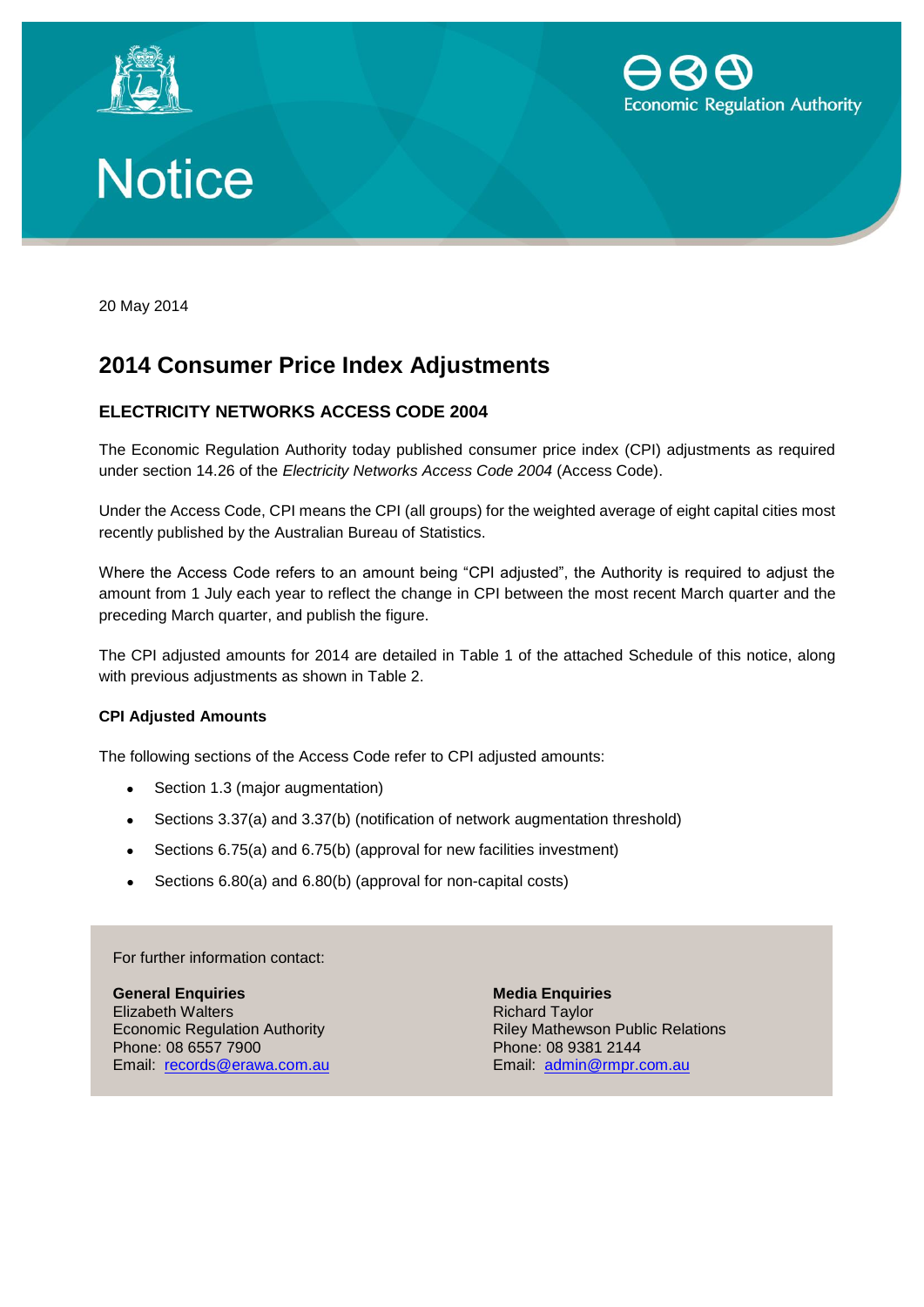# Notice

20 May 2014

## 2014 Consumer Price Index Adjustments

### ELECTRICITY NETWORKS ACCESS CODE 2004

The Economic Regulation Authority today published consumer price index (CPI) adjustments as required under section 14.26 of the *Electricity Networks Access Code 2004* (Access Code).

Under the Access Code, CPI means the CPI (all groups) for the weighted average of eight capital cities most recently published by the Australian Bureau of Statistics.

Where the Access Code refers to an amount being "CPI adjusted", the Authority is required to adjust the amount from 1 July each year to reflect the change in CPI between the most recent March quarter and the preceding March quarter, and publish the figure.

The CPI adjusted amounts for 2014 are detailed in Table 1 of the attached Schedule of this notice, along with previous adjustments as shown in Table 2.

#### CPI Adjusted Amounts

The following sections of the Access Code refer to CPI adjusted amounts:

- Section 1.3 (major augmentation)
- Sections 3.37(a) and 3.37(b) (notification of network augmentation threshold)
- Sections 6.75(a) and 6.75(b) (approval for new facilities investment)
- Sections 6.80(a) and 6.80(b) (approval for non-capital costs)

For further information contact:

**General Enquiries**
Elizabeth Walters
Economic Regulation Authority
Phone: 08 6557 7900
Email: records@erawa.com.au

**Media Enquiries**
Richard Taylor
Riley Mathewson Public Relations
Phone: 08 9381 2144
Email: admin@rmpr.com.au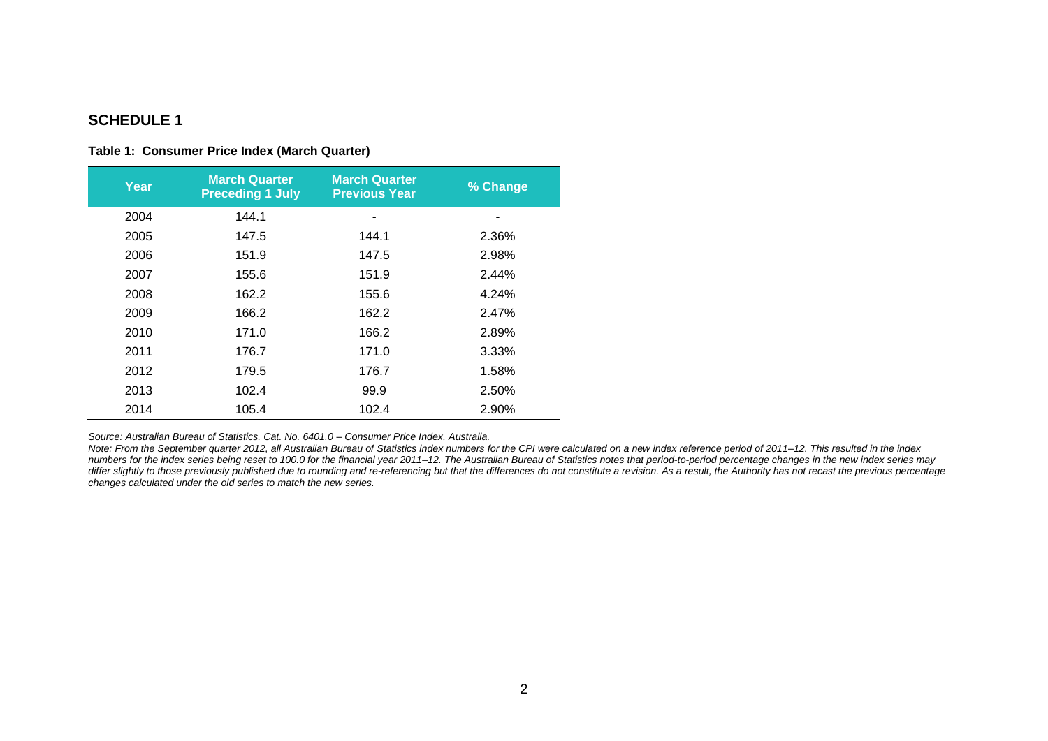## SCHEDULE 1

**Table 1: Consumer Price Index (March Quarter)**

| Year | March Quarter Preceding 1 July | March Quarter Previous Year | % Change |
|---|---|---|---|
| 2004 | 144.1 | - | - |
| 2005 | 147.5 | 144.1 | 2.36% |
| 2006 | 151.9 | 147.5 | 2.98% |
| 2007 | 155.6 | 151.9 | 2.44% |
| 2008 | 162.2 | 155.6 | 4.24% |
| 2009 | 166.2 | 162.2 | 2.47% |
| 2010 | 171.0 | 166.2 | 2.89% |
| 2011 | 176.7 | 171.0 | 3.33% |
| 2012 | 179.5 | 176.7 | 1.58% |
| 2013 | 102.4 | 99.9 | 2.50% |
| 2014 | 105.4 | 102.4 | 2.90% |

*Source: Australian Bureau of Statistics. Cat. No. 6401.0 – Consumer Price Index, Australia.*

*Note: From the September quarter 2012, all Australian Bureau of Statistics index numbers for the CPI were calculated on a new index reference period of 2011–12. This resulted in the index numbers for the index series being reset to 100.0 for the financial year 2011–12. The Australian Bureau of Statistics notes that period-to-period percentage changes in the new index series may differ slightly to those previously published due to rounding and re-referencing but that the differences do not constitute a revision. As a result, the Authority has not recast the previous percentage changes calculated under the old series to match the new series.*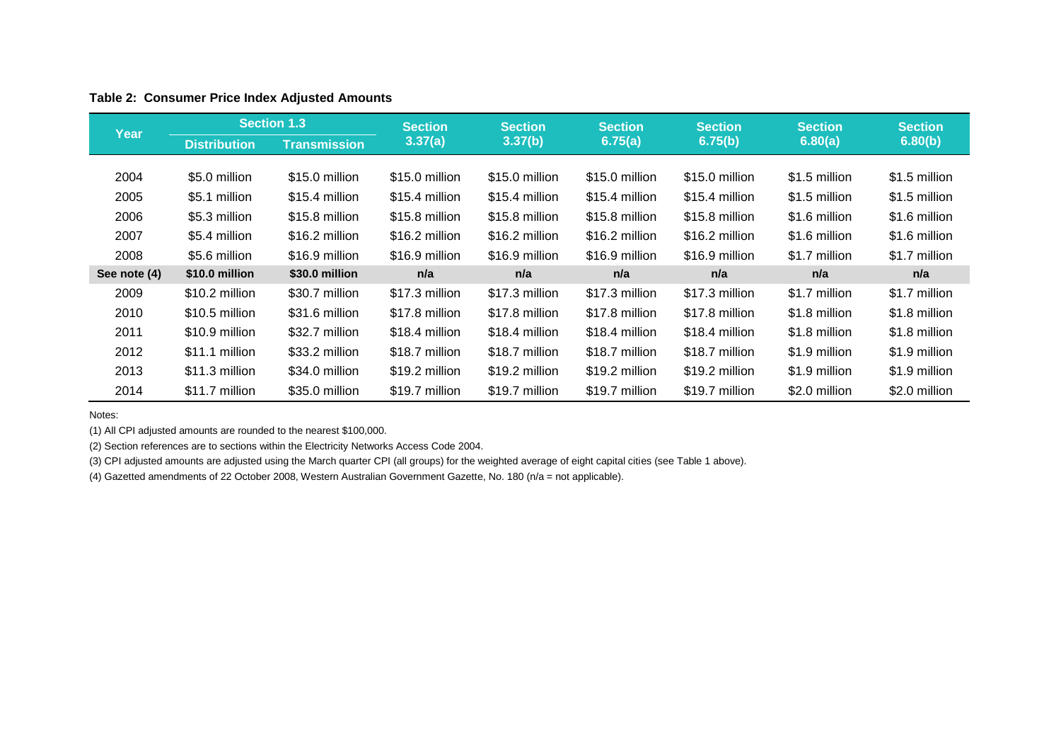**Table 2: Consumer Price Index Adjusted Amounts**

| Year | Section 1.3 | | Section 3.37(a) | Section 3.37(b) | Section 6.75(a) | Section 6.75(b) | Section 6.80(a) | Section 6.80(b) |
|---|---|---|---|---|---|---|---|---|
| | Distribution | Transmission | | | | | | |
| 2004 | $5.0 million | $15.0 million | $15.0 million | $15.0 million | $15.0 million | $15.0 million | $1.5 million | $1.5 million |
| 2005 | $5.1 million | $15.4 million | $15.4 million | $15.4 million | $15.4 million | $15.4 million | $1.5 million | $1.5 million |
| 2006 | $5.3 million | $15.8 million | $15.8 million | $15.8 million | $15.8 million | $15.8 million | $1.6 million | $1.6 million |
| 2007 | $5.4 million | $16.2 million | $16.2 million | $16.2 million | $16.2 million | $16.2 million | $1.6 million | $1.6 million |
| 2008 | $5.6 million | $16.9 million | $16.9 million | $16.9 million | $16.9 million | $16.9 million | $1.7 million | $1.7 million |
| **See note (4)** | **$10.0 million** | **$30.0 million** | **n/a** | **n/a** | **n/a** | **n/a** | **n/a** | **n/a** |
| 2009 | $10.2 million | $30.7 million | $17.3 million | $17.3 million | $17.3 million | $17.3 million | $1.7 million | $1.7 million |
| 2010 | $10.5 million | $31.6 million | $17.8 million | $17.8 million | $17.8 million | $17.8 million | $1.8 million | $1.8 million |
| 2011 | $10.9 million | $32.7 million | $18.4 million | $18.4 million | $18.4 million | $18.4 million | $1.8 million | $1.8 million |
| 2012 | $11.1 million | $33.2 million | $18.7 million | $18.7 million | $18.7 million | $18.7 million | $1.9 million | $1.9 million |
| 2013 | $11.3 million | $34.0 million | $19.2 million | $19.2 million | $19.2 million | $19.2 million | $1.9 million | $1.9 million |
| 2014 | $11.7 million | $35.0 million | $19.7 million | $19.7 million | $19.7 million | $19.7 million | $2.0 million | $2.0 million |

Notes:

(1) All CPI adjusted amounts are rounded to the nearest $100,000.

(2) Section references are to sections within the Electricity Networks Access Code 2004.

(3) CPI adjusted amounts are adjusted using the March quarter CPI (all groups) for the weighted average of eight capital cities (see Table 1 above).

(4) Gazetted amendments of 22 October 2008, Western Australian Government Gazette, No. 180 (n/a = not applicable).